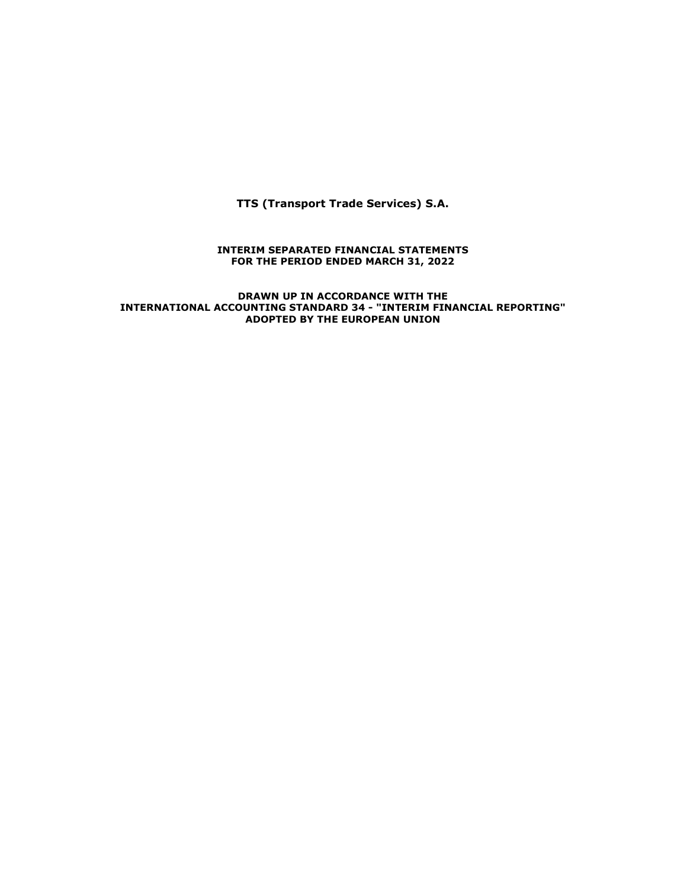# TTS (Transport Trade Services) S.A.

**INTERIM SEPARATED FINANCIAL STATEMENTS**
**FOR THE PERIOD ENDED MARCH 31, 2022**

**DRAWN UP IN ACCORDANCE WITH THE**
**INTERNATIONAL ACCOUNTING STANDARD 34 - "INTERIM FINANCIAL REPORTING"**
**ADOPTED BY THE EUROPEAN UNION**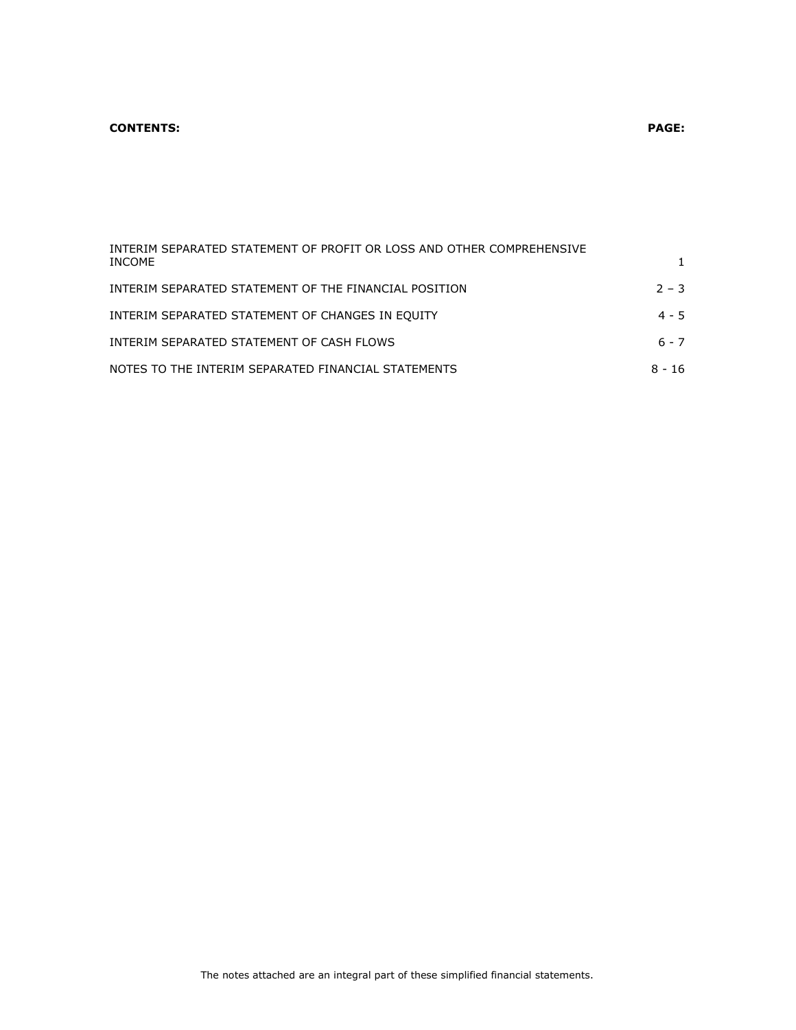| **CONTENTS:** | **PAGE:** |
| --- | --- |
| INTERIM SEPARATED STATEMENT OF PROFIT OR LOSS AND OTHER COMPREHENSIVE INCOME | 1 |
| INTERIM SEPARATED STATEMENT OF THE FINANCIAL POSITION | 2 – 3 |
| INTERIM SEPARATED STATEMENT OF CHANGES IN EQUITY | 4 - 5 |
| INTERIM SEPARATED STATEMENT OF CASH FLOWS | 6 - 7 |
| NOTES TO THE INTERIM SEPARATED FINANCIAL STATEMENTS | 8 - 16 |

The notes attached are an integral part of these simplified financial statements.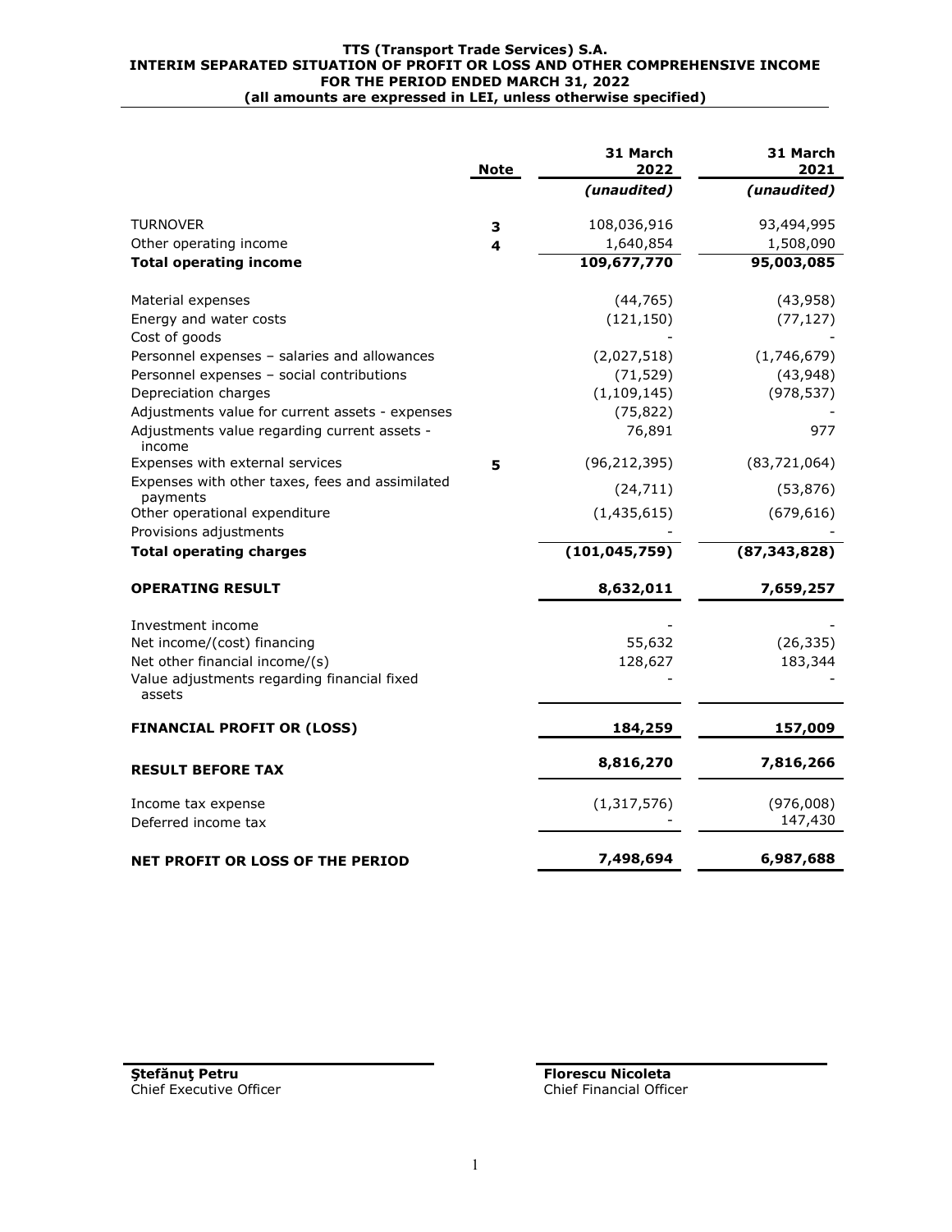**TTS (Transport Trade Services) S.A.**
**INTERIM SEPARATED SITUATION OF PROFIT OR LOSS AND OTHER COMPREHENSIVE INCOME**
**FOR THE PERIOD ENDED MARCH 31, 2022**
**(all amounts are expressed in LEI, unless otherwise specified)**

| | Note | 31 March 2022 | 31 March 2021 |
|---|---|---|---|
| | | *(unaudited)* | *(unaudited)* |
| TURNOVER | 3 | 108,036,916 | 93,494,995 |
| Other operating income | 4 | 1,640,854 | 1,508,090 |
| **Total operating income** | | **109,677,770** | **95,003,085** |
| Material expenses | | (44,765) | (43,958) |
| Energy and water costs | | (121,150) | (77,127) |
| Cost of goods | | - | - |
| Personnel expenses – salaries and allowances | | (2,027,518) | (1,746,679) |
| Personnel expenses – social contributions | | (71,529) | (43,948) |
| Depreciation charges | | (1,109,145) | (978,537) |
| Adjustments value for current assets - expenses | | (75,822) | - |
| Adjustments value regarding current assets - income | | 76,891 | 977 |
| Expenses with external services | 5 | (96,212,395) | (83,721,064) |
| Expenses with other taxes, fees and assimilated payments | | (24,711) | (53,876) |
| Other operational expenditure | | (1,435,615) | (679,616) |
| Provisions adjustments | | - | - |
| **Total operating charges** | | **(101,045,759)** | **(87,343,828)** |
| **OPERATING RESULT** | | **8,632,011** | **7,659,257** |
| Investment income | | - | - |
| Net income/(cost) financing | | 55,632 | (26,335) |
| Net other financial income/(s) | | 128,627 | 183,344 |
| Value adjustments regarding financial fixed assets | | - | - |
| **FINANCIAL PROFIT OR (LOSS)** | | **184,259** | **157,009** |
| **RESULT BEFORE TAX** | | **8,816,270** | **7,816,266** |
| Income tax expense | | (1,317,576) | (976,008) |
| Deferred income tax | | - | 147,430 |
| **NET PROFIT OR LOSS OF THE PERIOD** | | **7,498,694** | **6,987,688** |

**Ştefănuţ Petru**
Chief Executive Officer

**Florescu Nicoleta**
Chief Financial Officer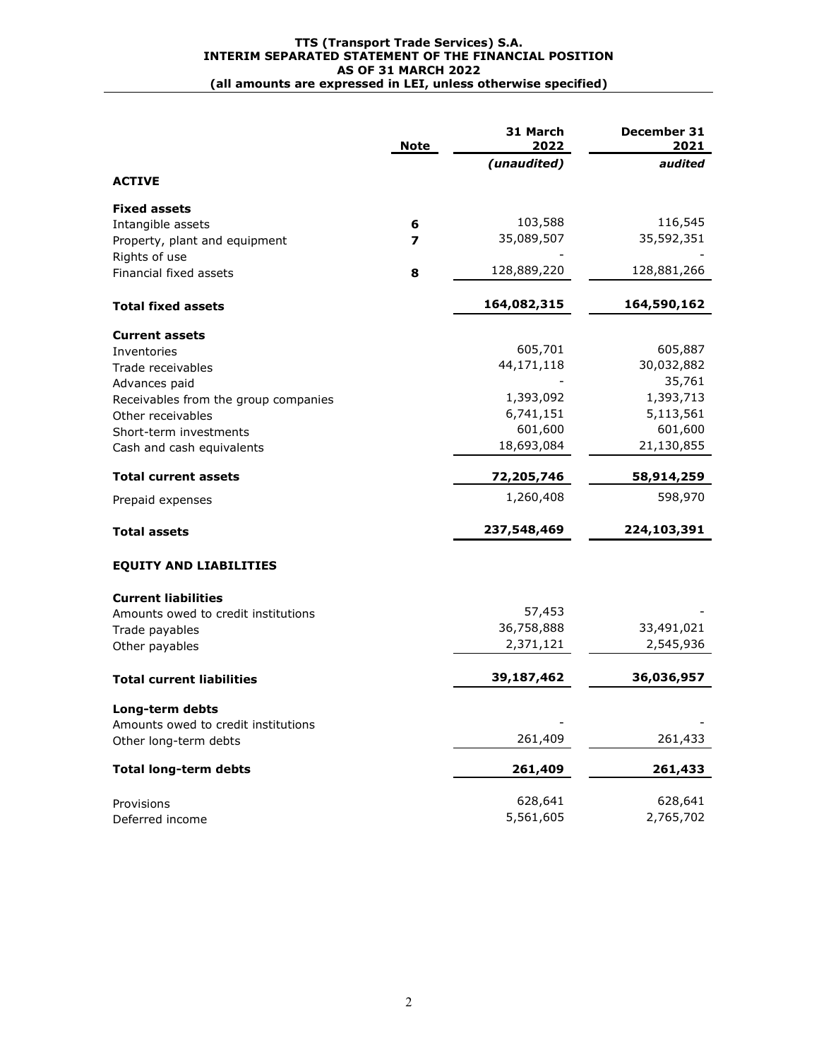# TTS (Transport Trade Services) S.A.
## INTERIM SEPARATED STATEMENT OF THE FINANCIAL POSITION
## AS OF 31 MARCH 2022
**(all amounts are expressed in LEI, unless otherwise specified)**

| | Note | 31 March 2022 | December 31 2021 |
|---|---|---|---|
| | | *(unaudited)* | *audited* |
| **ACTIVE** | | | |
| **Fixed assets** | | | |
| Intangible assets | 6 | 103,588 | 116,545 |
| Property, plant and equipment | 7 | 35,089,507 | 35,592,351 |
| Rights of use | | - | - |
| Financial fixed assets | 8 | 128,889,220 | 128,881,266 |
| **Total fixed assets** | | **164,082,315** | **164,590,162** |
| **Current assets** | | | |
| Inventories | | 605,701 | 605,887 |
| Trade receivables | | 44,171,118 | 30,032,882 |
| Advances paid | | - | 35,761 |
| Receivables from the group companies | | 1,393,092 | 1,393,713 |
| Other receivables | | 6,741,151 | 5,113,561 |
| Short-term investments | | 601,600 | 601,600 |
| Cash and cash equivalents | | 18,693,084 | 21,130,855 |
| **Total current assets** | | **72,205,746** | **58,914,259** |
| Prepaid expenses | | 1,260,408 | 598,970 |
| **Total assets** | | **237,548,469** | **224,103,391** |
| **EQUITY AND LIABILITIES** | | | |
| **Current liabilities** | | | |
| Amounts owed to credit institutions | | 57,453 | - |
| Trade payables | | 36,758,888 | 33,491,021 |
| Other payables | | 2,371,121 | 2,545,936 |
| **Total current liabilities** | | **39,187,462** | **36,036,957** |
| **Long-term debts** | | | |
| Amounts owed to credit institutions | | - | - |
| Other long-term debts | | 261,409 | 261,433 |
| **Total long-term debts** | | **261,409** | **261,433** |
| Provisions | | 628,641 | 628,641 |
| Deferred income | | 5,561,605 | 2,765,702 |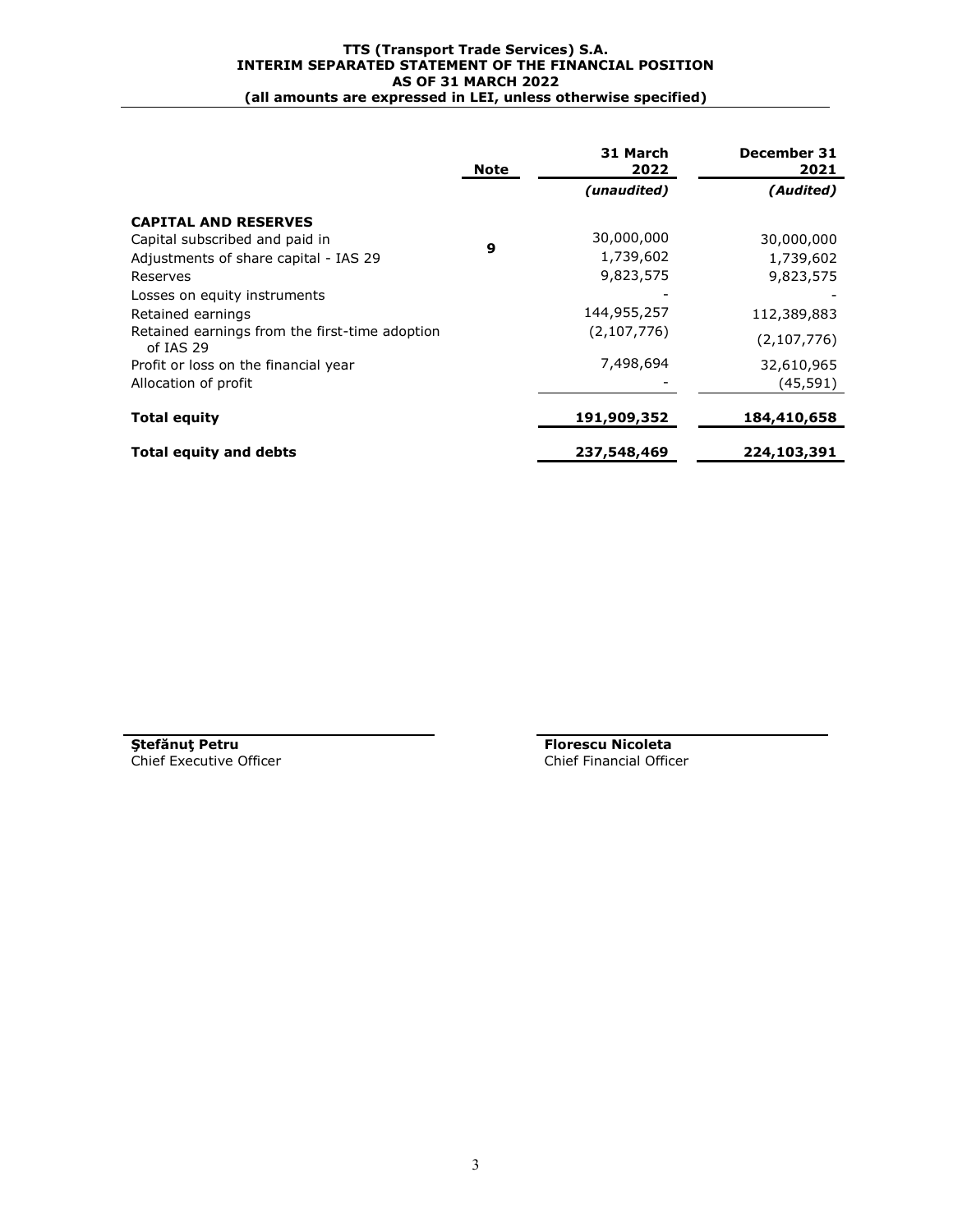**TTS (Transport Trade Services) S.A.**
**INTERIM SEPARATED STATEMENT OF THE FINANCIAL POSITION**
**AS OF 31 MARCH 2022**
**(all amounts are expressed in LEI, unless otherwise specified)**

| | Note | 31 March 2022 | December 31 2021 |
|---|---|---|---|
| | | *(unaudited)* | *(Audited)* |
| **CAPITAL AND RESERVES** | | | |
| Capital subscribed and paid in | 9 | 30,000,000 | 30,000,000 |
| Adjustments of share capital - IAS 29 | | 1,739,602 | 1,739,602 |
| Reserves | | 9,823,575 | 9,823,575 |
| Losses on equity instruments | | - | - |
| Retained earnings | | 144,955,257 | 112,389,883 |
| Retained earnings from the first-time adoption of IAS 29 | | (2,107,776) | (2,107,776) |
| Profit or loss on the financial year | | 7,498,694 | 32,610,965 |
| Allocation of profit | | - | (45,591) |
| **Total equity** | | **191,909,352** | **184,410,658** |
| **Total equity and debts** | | **237,548,469** | **224,103,391** |

**Ştefănuţ Petru**
Chief Executive Officer

**Florescu Nicoleta**
Chief Financial Officer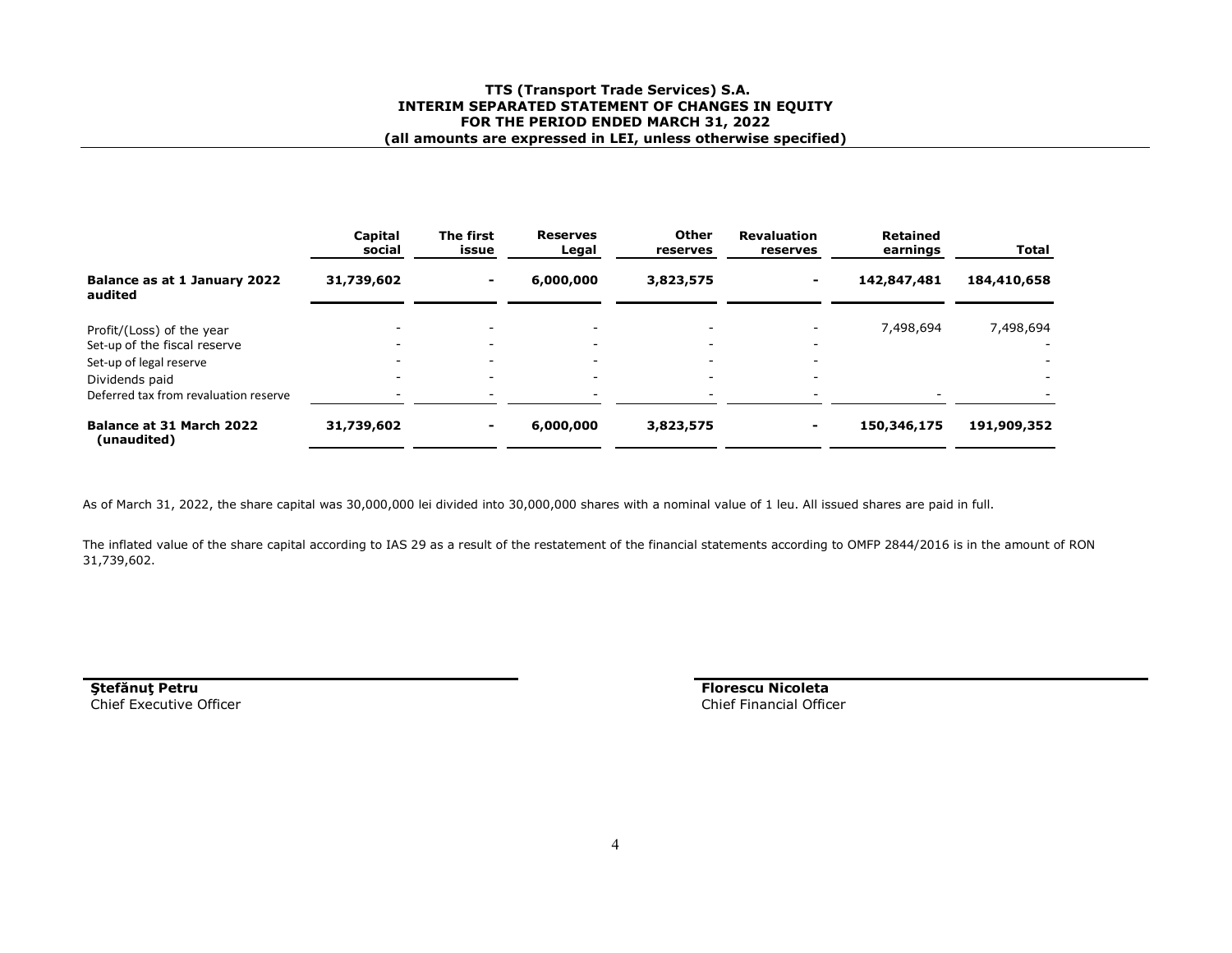# TTS (Transport Trade Services) S.A.
## INTERIM SEPARATED STATEMENT OF CHANGES IN EQUITY
## FOR THE PERIOD ENDED MARCH 31, 2022
### (all amounts are expressed in LEI, unless otherwise specified)

| | Capital social | The first issue | Reserves Legal | Other reserves | Revaluation reserves | Retained earnings | Total |
|---|---|---|---|---|---|---|---|
| **Balance as at 1 January 2022 audited** | **31,739,602** | **-** | **6,000,000** | **3,823,575** | **-** | **142,847,481** | **184,410,658** |
| Profit/(Loss) of the year | - | - | - | - | - | 7,498,694 | 7,498,694 |
| Set-up of the fiscal reserve | - | - | - | - | - | | - |
| Set-up of legal reserve | - | - | - | - | - | | - |
| Dividends paid | - | - | - | - | - | | - |
| Deferred tax from revaluation reserve | - | - | - | - | - | - | - |
| **Balance at 31 March 2022 (unaudited)** | **31,739,602** | **-** | **6,000,000** | **3,823,575** | **-** | **150,346,175** | **191,909,352** |

As of March 31, 2022, the share capital was 30,000,000 lei divided into 30,000,000 shares with a nominal value of 1 leu. All issued shares are paid in full.

The inflated value of the share capital according to IAS 29 as a result of the restatement of the financial statements according to OMFP 2844/2016 is in the amount of RON 31,739,602.

**Ştefănuţ Petru**
Chief Executive Officer

**Florescu Nicoleta**
Chief Financial Officer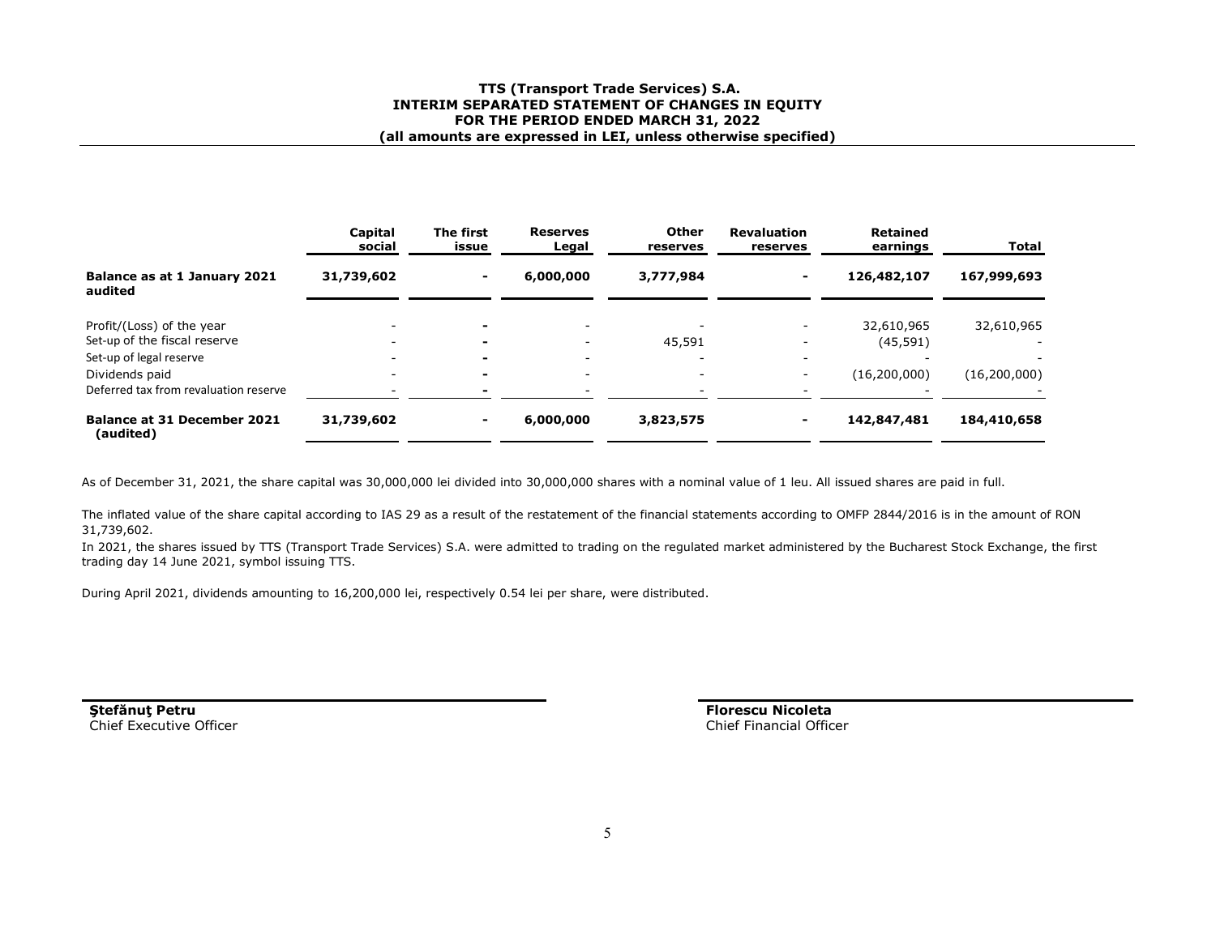# TTS (Transport Trade Services) S.A.
## INTERIM SEPARATED STATEMENT OF CHANGES IN EQUITY
## FOR THE PERIOD ENDED MARCH 31, 2022
### (all amounts are expressed in LEI, unless otherwise specified)

| | Capital social | The first issue | Reserves Legal | Other reserves | Revaluation reserves | Retained earnings | Total |
|---|---|---|---|---|---|---|---|
| **Balance as at 1 January 2021 audited** | **31,739,602** | **-** | **6,000,000** | **3,777,984** | **-** | **126,482,107** | **167,999,693** |
| Profit/(Loss) of the year | - | - | - | - | - | 32,610,965 | 32,610,965 |
| Set-up of the fiscal reserve | - | - | - | 45,591 | - | (45,591) | - |
| Set-up of legal reserve | - | - | - | - | - | - | - |
| Dividends paid | - | - | - | - | - | (16,200,000) | (16,200,000) |
| Deferred tax from revaluation reserve | - | - | - | - | - | - | - |
| **Balance at 31 December 2021 (audited)** | **31,739,602** | **-** | **6,000,000** | **3,823,575** | **-** | **142,847,481** | **184,410,658** |

As of December 31, 2021, the share capital was 30,000,000 lei divided into 30,000,000 shares with a nominal value of 1 leu. All issued shares are paid in full.

The inflated value of the share capital according to IAS 29 as a result of the restatement of the financial statements according to OMFP 2844/2016 is in the amount of RON 31,739,602.

In 2021, the shares issued by TTS (Transport Trade Services) S.A. were admitted to trading on the regulated market administered by the Bucharest Stock Exchange, the first trading day 14 June 2021, symbol issuing TTS.

During April 2021, dividends amounting to 16,200,000 lei, respectively 0.54 lei per share, were distributed.

**Ştefănuţ Petru**
Chief Executive Officer

**Florescu Nicoleta**
Chief Financial Officer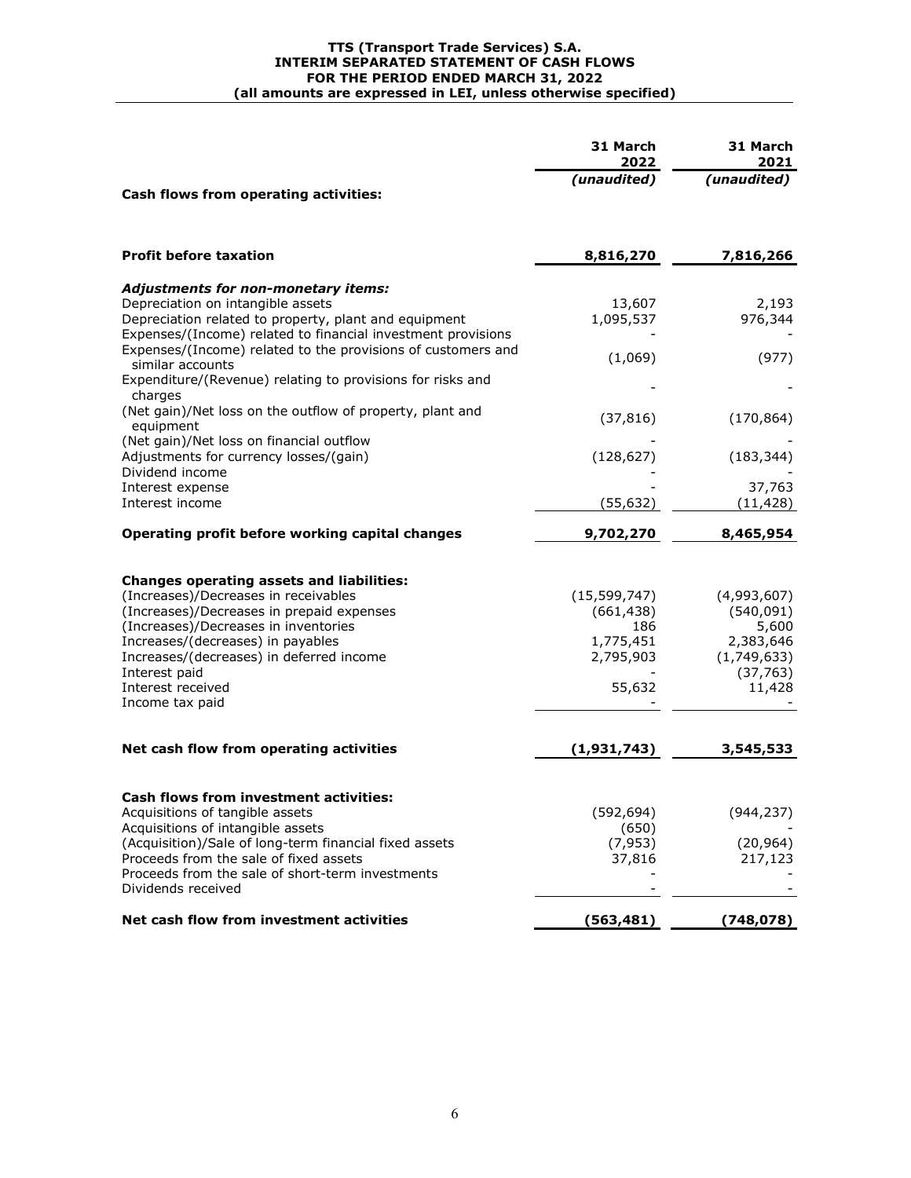**TTS (Transport Trade Services) S.A.**
**INTERIM SEPARATED STATEMENT OF CASH FLOWS**
**FOR THE PERIOD ENDED MARCH 31, 2022**
**(all amounts are expressed in LEI, unless otherwise specified)**

| | 31 March 2022 | 31 March 2021 |
|---|---|---|
| | *(unaudited)* | *(unaudited)* |
| **Cash flows from operating activities:** | | |
| **Profit before taxation** | **8,816,270** | **7,816,266** |
| ***Adjustments for non-monetary items:*** | | |
| Depreciation on intangible assets | 13,607 | 2,193 |
| Depreciation related to property, plant and equipment | 1,095,537 | 976,344 |
| Expenses/(Income) related to financial investment provisions | - | - |
| Expenses/(Income) related to the provisions of customers and similar accounts | (1,069) | (977) |
| Expenditure/(Revenue) relating to provisions for risks and charges | - | - |
| (Net gain)/Net loss on the outflow of property, plant and equipment | (37,816) | (170,864) |
| (Net gain)/Net loss on financial outflow | - | - |
| Adjustments for currency losses/(gain) | (128,627) | (183,344) |
| Dividend income | - | - |
| Interest expense | - | 37,763 |
| Interest income | (55,632) | (11,428) |
| **Operating profit before working capital changes** | **9,702,270** | **8,465,954** |
| **Changes operating assets and liabilities:** | | |
| (Increases)/Decreases in receivables | (15,599,747) | (4,993,607) |
| (Increases)/Decreases in prepaid expenses | (661,438) | (540,091) |
| (Increases)/Decreases in inventories | 186 | 5,600 |
| Increases/(decreases) in payables | 1,775,451 | 2,383,646 |
| Increases/(decreases) in deferred income | 2,795,903 | (1,749,633) |
| Interest paid | - | (37,763) |
| Interest received | 55,632 | 11,428 |
| Income tax paid | - | - |
| **Net cash flow from operating activities** | **(1,931,743)** | **3,545,533** |
| **Cash flows from investment activities:** | | |
| Acquisitions of tangible assets | (592,694) | (944,237) |
| Acquisitions of intangible assets | (650) | - |
| (Acquisition)/Sale of long-term financial fixed assets | (7,953) | (20,964) |
| Proceeds from the sale of fixed assets | 37,816 | 217,123 |
| Proceeds from the sale of short-term investments | - | - |
| Dividends received | - | - |
| **Net cash flow from investment activities** | **(563,481)** | **(748,078)** |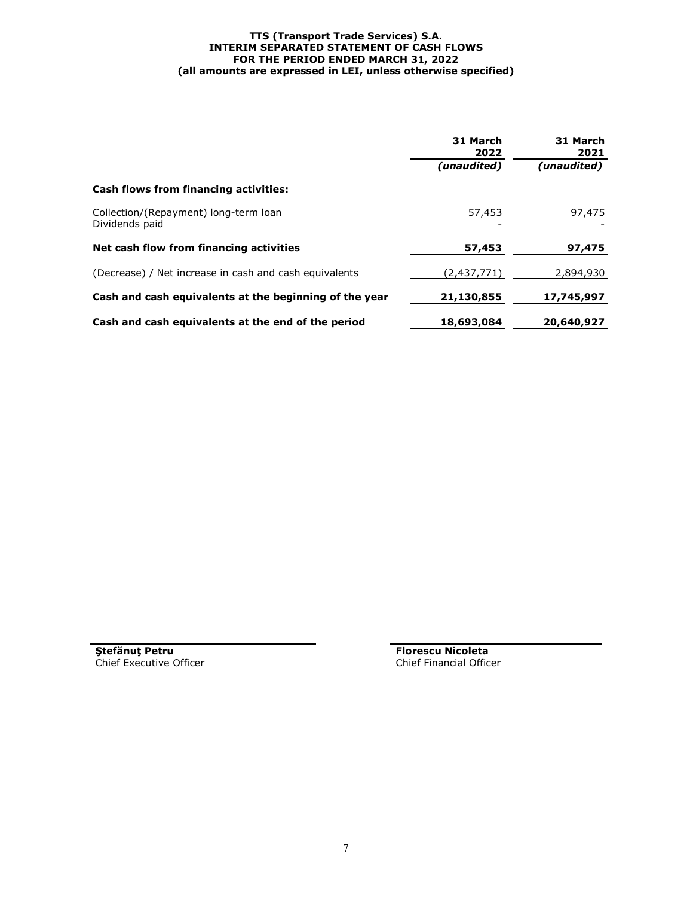**TTS (Transport Trade Services) S.A.**
**INTERIM SEPARATED STATEMENT OF CASH FLOWS**
**FOR THE PERIOD ENDED MARCH 31, 2022**
**(all amounts are expressed in LEI, unless otherwise specified)**

| | 31 March 2022 *(unaudited)* | 31 March 2021 *(unaudited)* |
|---|---|---|
| **Cash flows from financing activities:** | | |
| Collection/(Repayment) long-term loan | 57,453 | 97,475 |
| Dividends paid | - | - |
| **Net cash flow from financing activities** | **57,453** | **97,475** |
| (Decrease) / Net increase in cash and cash equivalents | (2,437,771) | 2,894,930 |
| **Cash and cash equivalents at the beginning of the year** | **21,130,855** | **17,745,997** |
| **Cash and cash equivalents at the end of the period** | **18,693,084** | **20,640,927** |

**Ştefănuţ Petru**
Chief Executive Officer

**Florescu Nicoleta**
Chief Financial Officer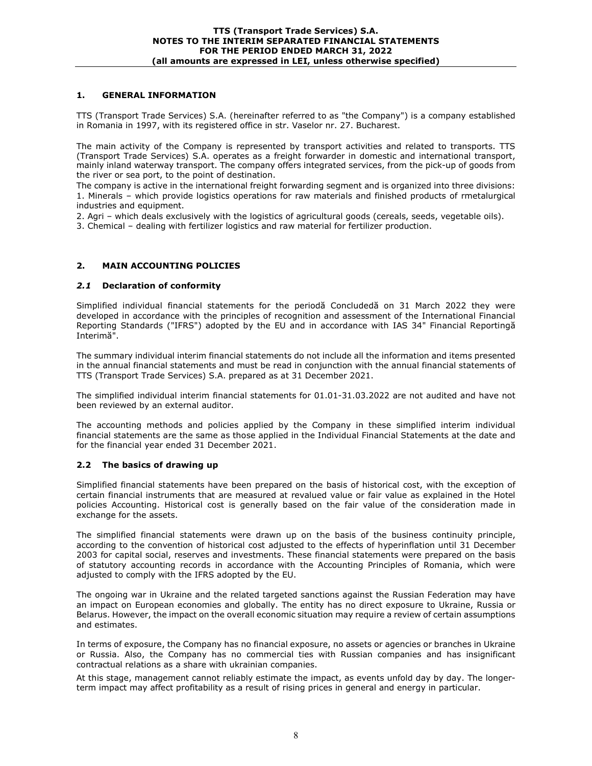## 1. GENERAL INFORMATION

TTS (Transport Trade Services) S.A. (hereinafter referred to as "the Company") is a company established in Romania in 1997, with its registered office in str. Vaselor nr. 27. Bucharest.

The main activity of the Company is represented by transport activities and related to transports. TTS (Transport Trade Services) S.A. operates as a freight forwarder in domestic and international transport, mainly inland waterway transport. The company offers integrated services, from the pick-up of goods from the river or sea port, to the point of destination.

The company is active in the international freight forwarding segment and is organized into three divisions:

1. Minerals – which provide logistics operations for raw materials and finished products of rmetalurgical industries and equipment.
2. Agri – which deals exclusively with the logistics of agricultural goods (cereals, seeds, vegetable oils).
3. Chemical – dealing with fertilizer logistics and raw material for fertilizer production.

## 2. MAIN ACCOUNTING POLICIES

### *2.1* Declaration of conformity

Simplified individual financial statements for the periodă Concludedă on 31 March 2022 they were developed in accordance with the principles of recognition and assessment of the International Financial Reporting Standards ("IFRS") adopted by the EU and in accordance with IAS 34" Financial Reportingă Interimă".

The summary individual interim financial statements do not include all the information and items presented in the annual financial statements and must be read in conjunction with the annual financial statements of TTS (Transport Trade Services) S.A. prepared as at 31 December 2021.

The simplified individual interim financial statements for 01.01-31.03.2022 are not audited and have not been reviewed by an external auditor.

The accounting methods and policies applied by the Company in these simplified interim individual financial statements are the same as those applied in the Individual Financial Statements at the date and for the financial year ended 31 December 2021.

### 2.2 The basics of drawing up

Simplified financial statements have been prepared on the basis of historical cost, with the exception of certain financial instruments that are measured at revalued value or fair value as explained in the Hotel policies Accounting. Historical cost is generally based on the fair value of the consideration made in exchange for the assets.

The simplified financial statements were drawn up on the basis of the business continuity principle, according to the convention of historical cost adjusted to the effects of hyperinflation until 31 December 2003 for capital social, reserves and investments. These financial statements were prepared on the basis of statutory accounting records in accordance with the Accounting Principles of Romania, which were adjusted to comply with the IFRS adopted by the EU.

The ongoing war in Ukraine and the related targeted sanctions against the Russian Federation may have an impact on European economies and globally. The entity has no direct exposure to Ukraine, Russia or Belarus. However, the impact on the overall economic situation may require a review of certain assumptions and estimates.

In terms of exposure, the Company has no financial exposure, no assets or agencies or branches in Ukraine or Russia. Also, the Company has no commercial ties with Russian companies and has insignificant contractual relations as a share with ukrainian companies.

At this stage, management cannot reliably estimate the impact, as events unfold day by day. The longer-term impact may affect profitability as a result of rising prices in general and energy in particular.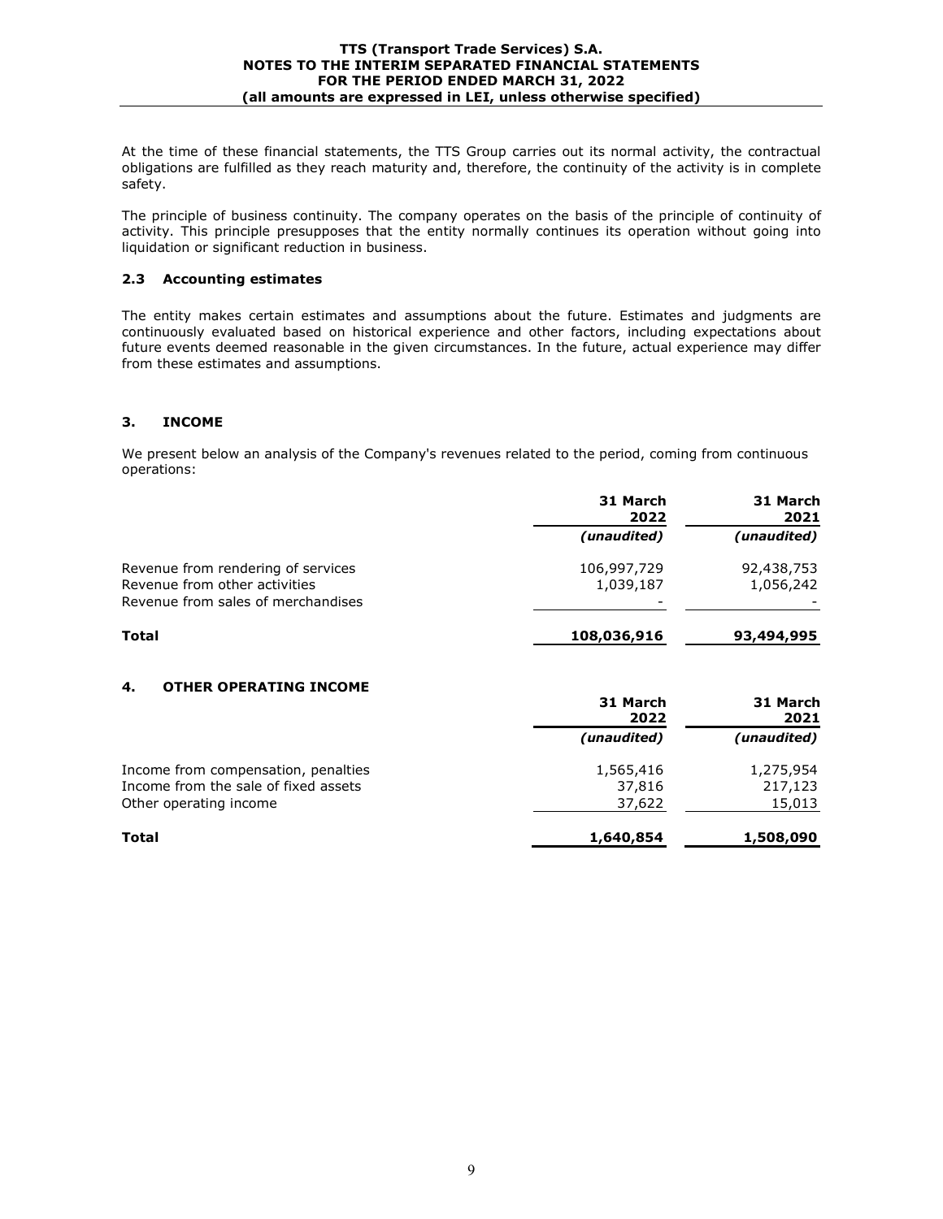At the time of these financial statements, the TTS Group carries out its normal activity, the contractual obligations are fulfilled as they reach maturity and, therefore, the continuity of the activity is in complete safety.

The principle of business continuity. The company operates on the basis of the principle of continuity of activity. This principle presupposes that the entity normally continues its operation without going into liquidation or significant reduction in business.

### 2.3 Accounting estimates

The entity makes certain estimates and assumptions about the future. Estimates and judgments are continuously evaluated based on historical experience and other factors, including expectations about future events deemed reasonable in the given circumstances. In the future, actual experience may differ from these estimates and assumptions.

## 3. INCOME

We present below an analysis of the Company's revenues related to the period, coming from continuous operations:

| | 31 March 2022 | 31 March 2021 |
|---|---|---|
| | *(unaudited)* | *(unaudited)* |
| Revenue from rendering of services | 106,997,729 | 92,438,753 |
| Revenue from other activities | 1,039,187 | 1,056,242 |
| Revenue from sales of merchandises | - | - |
| **Total** | **108,036,916** | **93,494,995** |

## 4. OTHER OPERATING INCOME

| | 31 March 2022 | 31 March 2021 |
|---|---|---|
| | *(unaudited)* | *(unaudited)* |
| Income from compensation, penalties | 1,565,416 | 1,275,954 |
| Income from the sale of fixed assets | 37,816 | 217,123 |
| Other operating income | 37,622 | 15,013 |
| **Total** | **1,640,854** | **1,508,090** |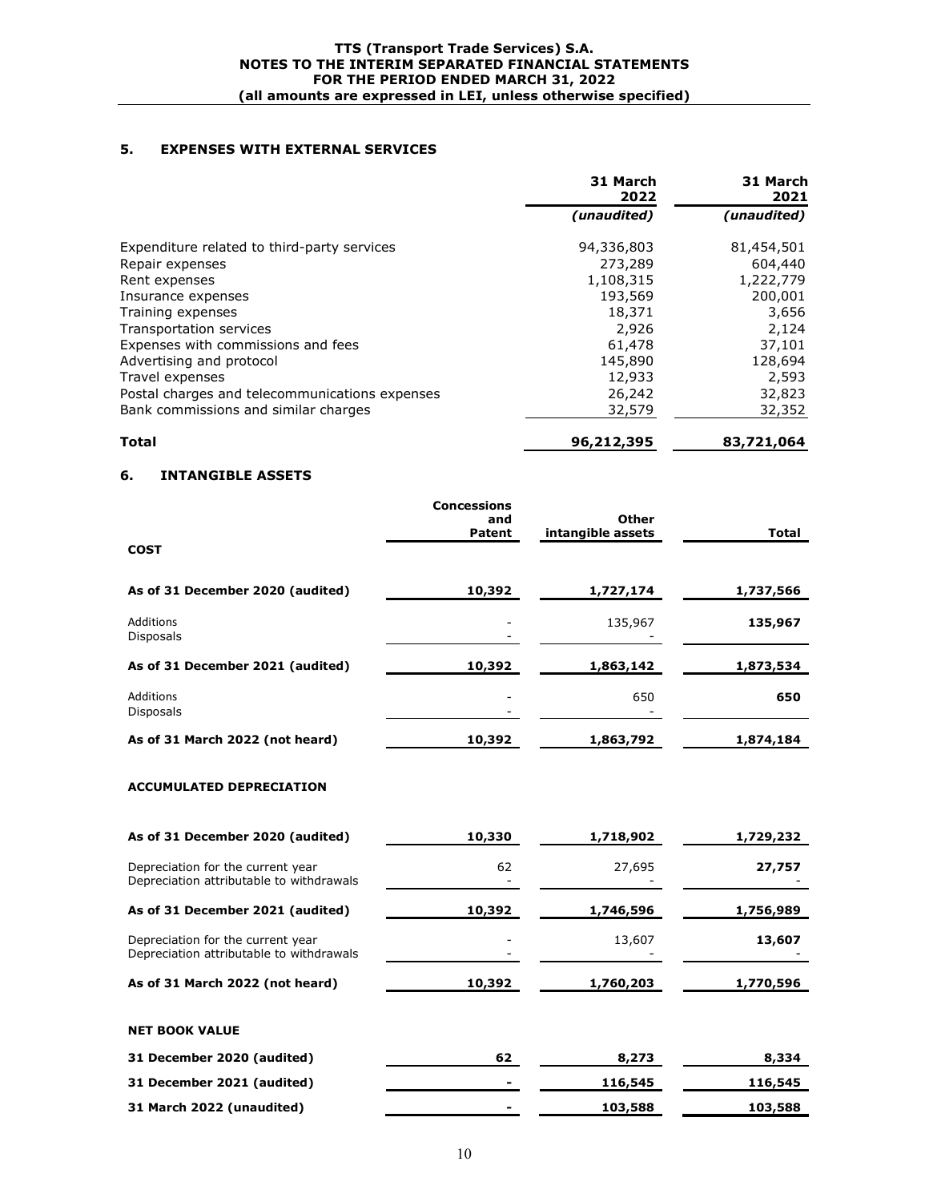## 5. EXPENSES WITH EXTERNAL SERVICES

| | 31 March 2022 *(unaudited)* | 31 March 2021 *(unaudited)* |
|---|---|---|
| Expenditure related to third-party services | 94,336,803 | 81,454,501 |
| Repair expenses | 273,289 | 604,440 |
| Rent expenses | 1,108,315 | 1,222,779 |
| Insurance expenses | 193,569 | 200,001 |
| Training expenses | 18,371 | 3,656 |
| Transportation services | 2,926 | 2,124 |
| Expenses with commissions and fees | 61,478 | 37,101 |
| Advertising and protocol | 145,890 | 128,694 |
| Travel expenses | 12,933 | 2,593 |
| Postal charges and telecommunications expenses | 26,242 | 32,823 |
| Bank commissions and similar charges | 32,579 | 32,352 |
| **Total** | **96,212,395** | **83,721,064** |

## 6. INTANGIBLE ASSETS

| | Concessions and Patent | Other intangible assets | Total |
|---|---|---|---|
| **COST** | | | |
| **As of 31 December 2020 (audited)** | **10,392** | **1,727,174** | **1,737,566** |
| Additions | - | 135,967 | **135,967** |
| Disposals | - | - | |
| **As of 31 December 2021 (audited)** | **10,392** | **1,863,142** | **1,873,534** |
| Additions | - | 650 | **650** |
| Disposals | - | - | |
| **As of 31 March 2022 (not heard)** | **10,392** | **1,863,792** | **1,874,184** |
| **ACCUMULATED DEPRECIATION** | | | |
| **As of 31 December 2020 (audited)** | **10,330** | **1,718,902** | **1,729,232** |
| Depreciation for the current year | 62 | 27,695 | **27,757** |
| Depreciation attributable to withdrawals | - | - | - |
| **As of 31 December 2021 (audited)** | **10,392** | **1,746,596** | **1,756,989** |
| Depreciation for the current year | - | 13,607 | **13,607** |
| Depreciation attributable to withdrawals | - | - | - |
| **As of 31 March 2022 (not heard)** | **10,392** | **1,760,203** | **1,770,596** |
| **NET BOOK VALUE** | | | |
| **31 December 2020 (audited)** | **62** | **8,273** | **8,334** |
| **31 December 2021 (audited)** | **-** | **116,545** | **116,545** |
| **31 March 2022 (unaudited)** | **-** | **103,588** | **103,588** |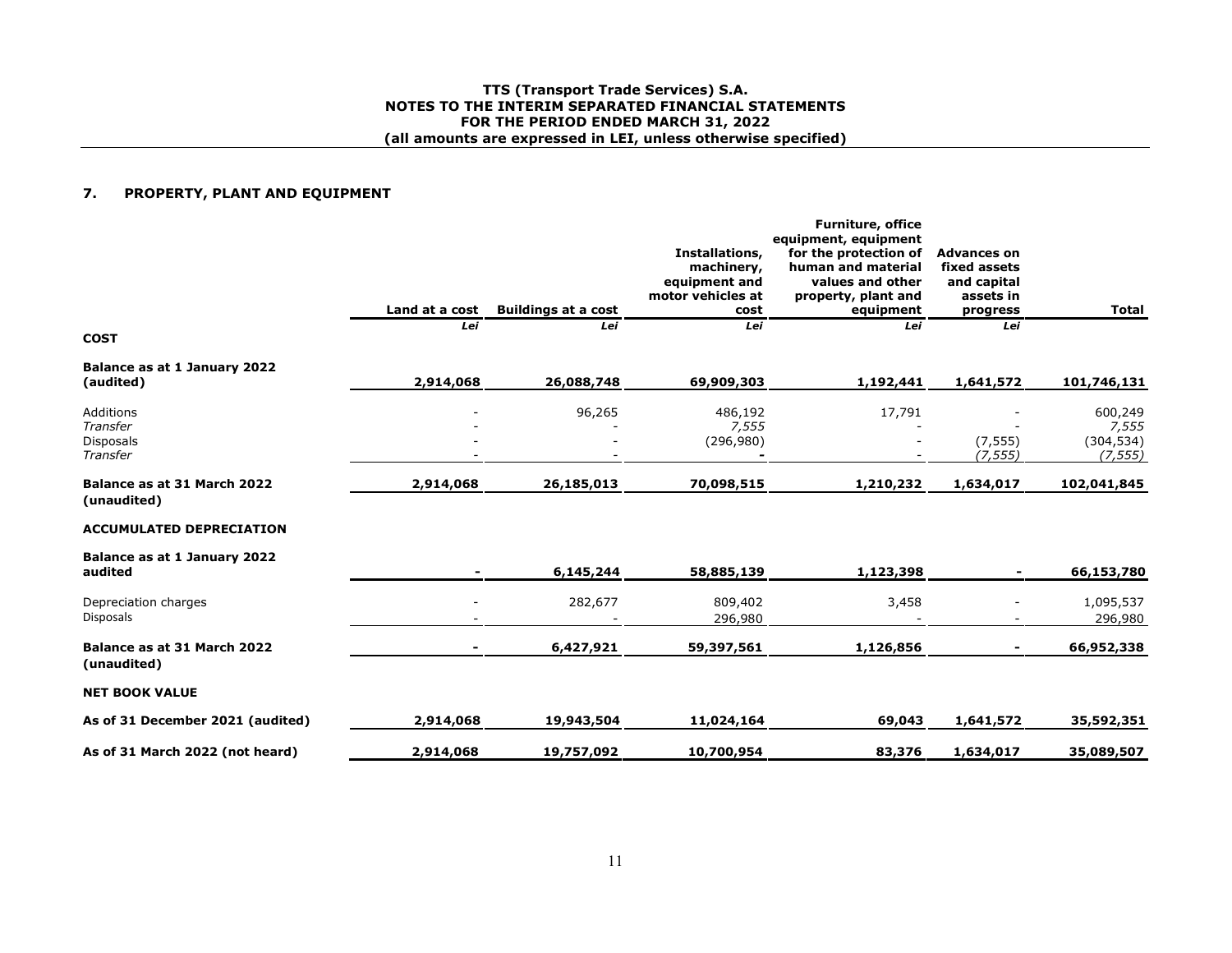## 7. PROPERTY, PLANT AND EQUIPMENT

| | Land at a cost | Buildings at a cost | Installations, machinery, equipment and motor vehicles at cost | Furniture, office equipment, equipment for the protection of human and material values and other property, plant and equipment | Advances on fixed assets and capital assets in progress | Total |
|---|---|---|---|---|---|---|
| | *Lei* | *Lei* | *Lei* | *Lei* | *Lei* | |
| **COST** | | | | | | |
| **Balance as at 1 January 2022 (audited)** | **2,914,068** | **26,088,748** | **69,909,303** | **1,192,441** | **1,641,572** | **101,746,131** |
| Additions | - | 96,265 | 486,192 | 17,791 | - | 600,249 |
| *Transfer* | - | - | *7,555* | - | - | *7,555* |
| Disposals | - | - | (296,980) | - | (7,555) | (304,534) |
| *Transfer* | - | - | - | - | *(7,555)* | *(7,555)* |
| **Balance as at 31 March 2022 (unaudited)** | **2,914,068** | **26,185,013** | **70,098,515** | **1,210,232** | **1,634,017** | **102,041,845** |
| **ACCUMULATED DEPRECIATION** | | | | | | |
| **Balance as at 1 January 2022 audited** | **-** | **6,145,244** | **58,885,139** | **1,123,398** | **-** | **66,153,780** |
| Depreciation charges | - | 282,677 | 809,402 | 3,458 | - | 1,095,537 |
| Disposals | - | - | 296,980 | - | - | 296,980 |
| **Balance as at 31 March 2022 (unaudited)** | **-** | **6,427,921** | **59,397,561** | **1,126,856** | **-** | **66,952,338** |
| **NET BOOK VALUE** | | | | | | |
| **As of 31 December 2021 (audited)** | **2,914,068** | **19,943,504** | **11,024,164** | **69,043** | **1,641,572** | **35,592,351** |
| **As of 31 March 2022 (not heard)** | **2,914,068** | **19,757,092** | **10,700,954** | **83,376** | **1,634,017** | **35,089,507** |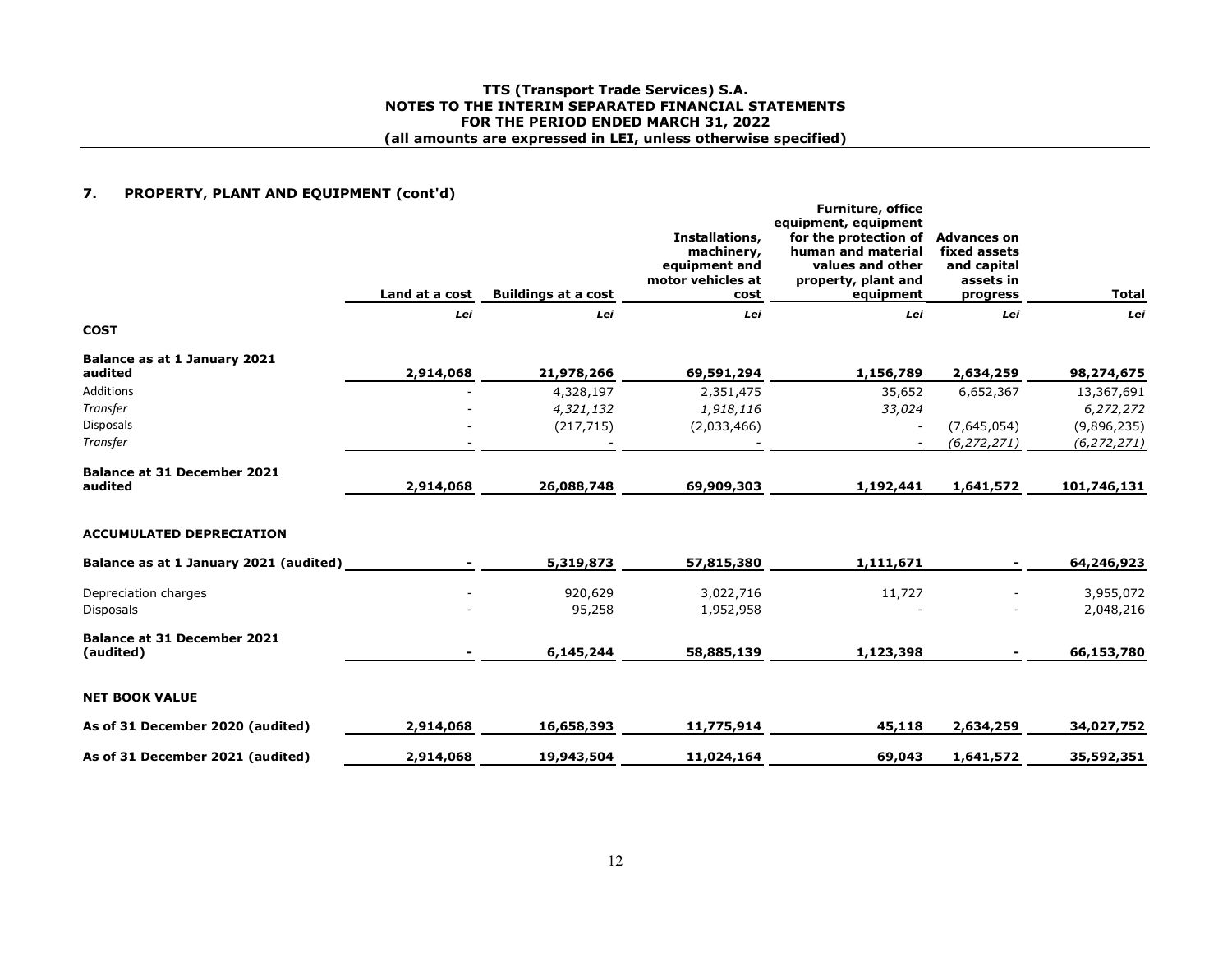## 7. PROPERTY, PLANT AND EQUIPMENT (cont'd)

| | Land at a cost | Buildings at a cost | Installations, machinery, equipment and motor vehicles at cost | Furniture, office equipment, equipment for the protection of human and material values and other property, plant and equipment | Advances on fixed assets and capital assets in progress | Total |
|---|---|---|---|---|---|---|
| | *Lei* | *Lei* | *Lei* | *Lei* | *Lei* | *Lei* |
| **COST** | | | | | | |
| **Balance as at 1 January 2021 audited** | **2,914,068** | **21,978,266** | **69,591,294** | **1,156,789** | **2,634,259** | **98,274,675** |
| Additions | - | 4,328,197 | 2,351,475 | 35,652 | 6,652,367 | 13,367,691 |
| *Transfer* | - | *4,321,132* | *1,918,116* | *33,024* | | *6,272,272* |
| Disposals | - | (217,715) | (2,033,466) | - | (7,645,054) | (9,896,235) |
| *Transfer* | - | - | - | - | *(6,272,271)* | *(6,272,271)* |
| **Balance at 31 December 2021 audited** | **2,914,068** | **26,088,748** | **69,909,303** | **1,192,441** | **1,641,572** | **101,746,131** |
| **ACCUMULATED DEPRECIATION** | | | | | | |
| **Balance as at 1 January 2021 (audited)** | **-** | **5,319,873** | **57,815,380** | **1,111,671** | **-** | **64,246,923** |
| Depreciation charges | - | 920,629 | 3,022,716 | 11,727 | - | 3,955,072 |
| Disposals | - | 95,258 | 1,952,958 | - | - | 2,048,216 |
| **Balance at 31 December 2021 (audited)** | **-** | **6,145,244** | **58,885,139** | **1,123,398** | **-** | **66,153,780** |
| **NET BOOK VALUE** | | | | | | |
| **As of 31 December 2020 (audited)** | **2,914,068** | **16,658,393** | **11,775,914** | **45,118** | **2,634,259** | **34,027,752** |
| **As of 31 December 2021 (audited)** | **2,914,068** | **19,943,504** | **11,024,164** | **69,043** | **1,641,572** | **35,592,351** |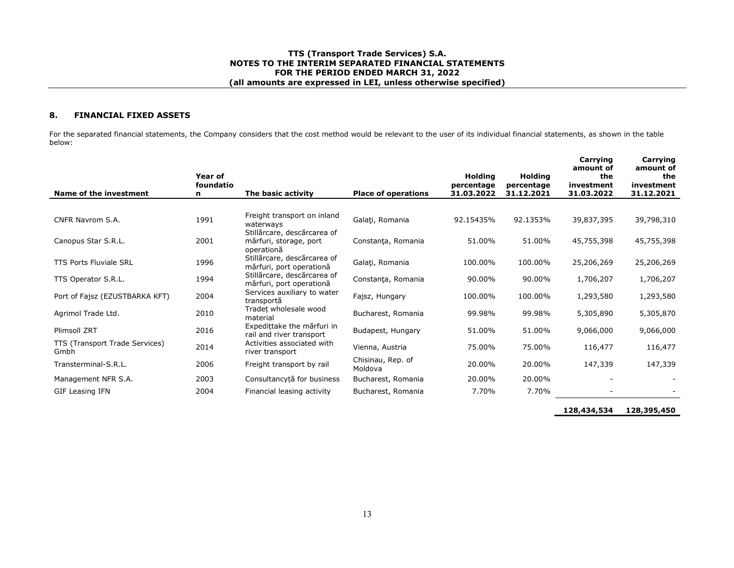## 8. FINANCIAL FIXED ASSETS

For the separated financial statements, the Company considers that the cost method would be relevant to the user of its individual financial statements, as shown in the table below:

| Name of the investment | Year of foundation | The basic activity | Place of operations | Holding percentage 31.03.2022 | Holding percentage 31.12.2021 | Carrying amount of the investment 31.03.2022 | Carrying amount of the investment 31.12.2021 |
|---|---|---|---|---|---|---|---|
| CNFR Navrom S.A. | 1991 | Freight transport on inland waterways | Galaţi, Romania | 92.15435% | 92.1353% | 39,837,395 | 39,798,310 |
| Canopus Star S.R.L. | 2001 | Stillărcare, descărcarea of mărfuri, storage, port operațională | Constanţa, Romania | 51.00% | 51.00% | 45,755,398 | 45,755,398 |
| TTS Ports Fluviale SRL | 1996 | Stillărcare, descărcarea of mărfuri, port operațională | Galaţi, Romania | 100.00% | 100.00% | 25,206,269 | 25,206,269 |
| TTS Operator S.R.L. | 1994 | Stillărcare, descărcarea of mărfuri, port operațională | Constanţa, Romania | 90.00% | 90.00% | 1,706,207 | 1,706,207 |
| Port of Fajsz (EZUSTBARKA KFT) | 2004 | Services auxiliary to water transportă | Fajsz, Hungary | 100.00% | 100.00% | 1,293,580 | 1,293,580 |
| Agrimol Trade Ltd. | 2010 | Tradeț wholesale wood material | Bucharest, Romania | 99.98% | 99.98% | 5,305,890 | 5,305,870 |
| Plimsoll ZRT | 2016 | Expedițtake the mărfuri in rail and river transport | Budapest, Hungary | 51.00% | 51.00% | 9,066,000 | 9,066,000 |
| TTS (Transport Trade Services) Gmbh | 2014 | Activities associated with river transport | Vienna, Austria | 75.00% | 75.00% | 116,477 | 116,477 |
| Transterminal-S.R.L. | 2006 | Freight transport by rail | Chisinau, Rep. of Moldova | 20.00% | 20.00% | 147,339 | 147,339 |
| Management NFR S.A. | 2003 | Consultancyță for business | Bucharest, Romania | 20.00% | 20.00% | - | - |
| GIF Leasing IFN | 2004 | Financial leasing activity | Bucharest, Romania | 7.70% | 7.70% | - | - |
| | | | | | | **128,434,534** | **128,395,450** |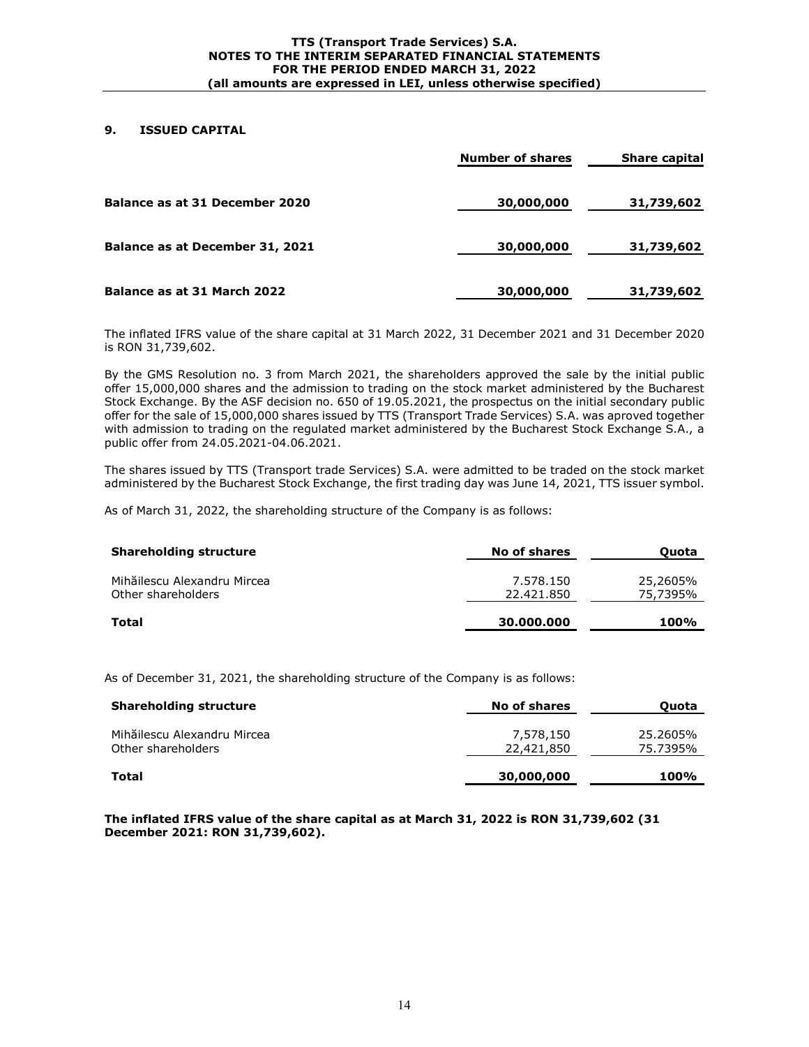## 9. ISSUED CAPITAL

| | Number of shares | Share capital |
|---|---|---|
| **Balance as at 31 December 2020** | **30,000,000** | **31,739,602** |
| **Balance as at December 31, 2021** | **30,000,000** | **31,739,602** |
| **Balance as at 31 March 2022** | **30,000,000** | **31,739,602** |

The inflated IFRS value of the share capital at 31 March 2022, 31 December 2021 and 31 December 2020 is RON 31,739,602.

By the GMS Resolution no. 3 from March 2021, the shareholders approved the sale by the initial public offer 15,000,000 shares and the admission to trading on the stock market administered by the Bucharest Stock Exchange. By the ASF decision no. 650 of 19.05.2021, the prospectus on the initial secondary public offer for the sale of 15,000,000 shares issued by TTS (Transport Trade Services) S.A. was aproved together with admission to trading on the regulated market administered by the Bucharest Stock Exchange S.A., a public offer from 24.05.2021-04.06.2021.

The shares issued by TTS (Transport trade Services) S.A. were admitted to be traded on the stock market administered by the Bucharest Stock Exchange, the first trading day was June 14, 2021, TTS issuer symbol.

As of March 31, 2022, the shareholding structure of the Company is as follows:

| Shareholding structure | No of shares | Quota |
|---|---|---|
| Mihăilescu Alexandru Mircea | 7.578.150 | 25,2605% |
| Other shareholders | 22.421.850 | 75,7395% |
| **Total** | **30.000.000** | **100%** |

As of December 31, 2021, the shareholding structure of the Company is as follows:

| Shareholding structure | No of shares | Quota |
|---|---|---|
| Mihăilescu Alexandru Mircea | 7,578,150 | 25.2605% |
| Other shareholders | 22,421,850 | 75.7395% |
| **Total** | **30,000,000** | **100%** |

**The inflated IFRS value of the share capital as at March 31, 2022 is RON 31,739,602 (31 December 2021: RON 31,739,602).**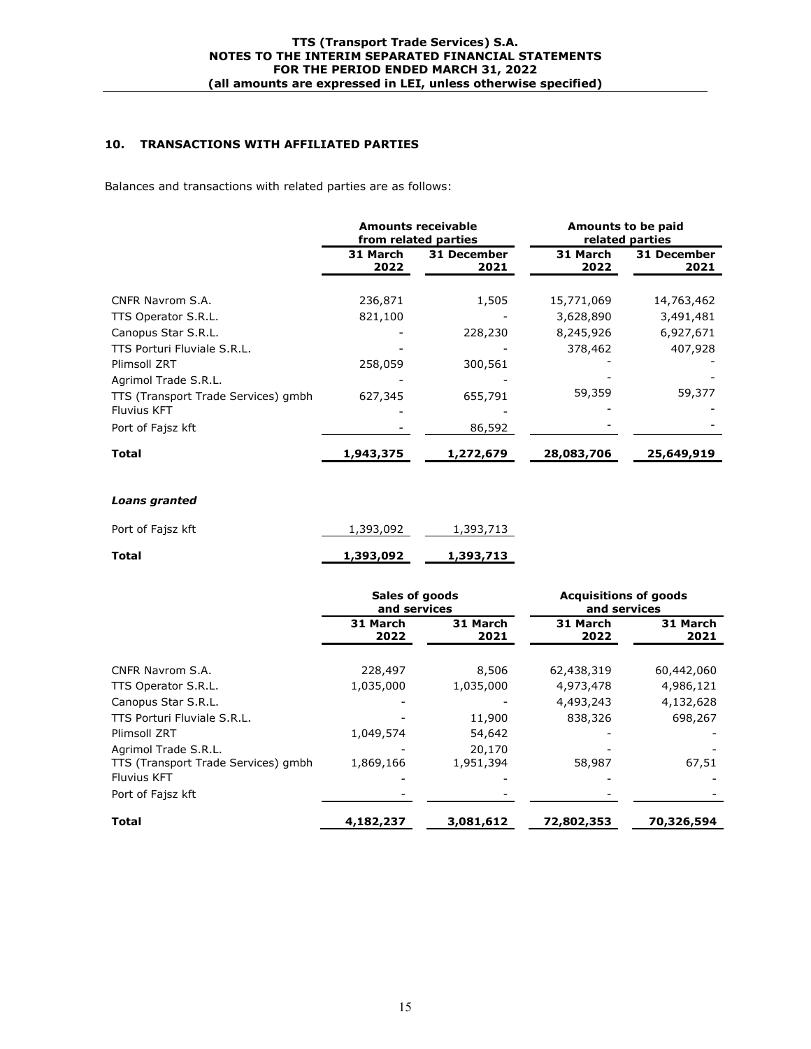## 10. TRANSACTIONS WITH AFFILIATED PARTIES

Balances and transactions with related parties are as follows:

| | Amounts receivable from related parties | | Amounts to be paid related parties | |
|---|---|---|---|---|
| | 31 March 2022 | 31 December 2021 | 31 March 2022 | 31 December 2021 |
| CNFR Navrom S.A. | 236,871 | 1,505 | 15,771,069 | 14,763,462 |
| TTS Operator S.R.L. | 821,100 | - | 3,628,890 | 3,491,481 |
| Canopus Star S.R.L. | - | 228,230 | 8,245,926 | 6,927,671 |
| TTS Porturi Fluviale S.R.L. | - | - | 378,462 | 407,928 |
| Plimsoll ZRT | 258,059 | 300,561 | - | - |
| Agrimol Trade S.R.L. | - | - | - | - |
| TTS (Transport Trade Services) gmbh | 627,345 | 655,791 | 59,359 | 59,377 |
| Fluvius KFT | - | - | - | - |
| Port of Fajsz kft | - | 86,592 | - | - |
| **Total** | **1,943,375** | **1,272,679** | **28,083,706** | **25,649,919** |

***Loans granted***

| | 31 March 2022 | 31 December 2021 |
|---|---|---|
| Port of Fajsz kft | 1,393,092 | 1,393,713 |
| **Total** | **1,393,092** | **1,393,713** |

| | Sales of goods and services | | Acquisitions of goods and services | |
|---|---|---|---|---|
| | 31 March 2022 | 31 March 2021 | 31 March 2022 | 31 March 2021 |
| CNFR Navrom S.A. | 228,497 | 8,506 | 62,438,319 | 60,442,060 |
| TTS Operator S.R.L. | 1,035,000 | 1,035,000 | 4,973,478 | 4,986,121 |
| Canopus Star S.R.L. | - | - | 4,493,243 | 4,132,628 |
| TTS Porturi Fluviale S.R.L. | - | 11,900 | 838,326 | 698,267 |
| Plimsoll ZRT | 1,049,574 | 54,642 | - | - |
| Agrimol Trade S.R.L. | - | 20,170 | - | - |
| TTS (Transport Trade Services) gmbh | 1,869,166 | 1,951,394 | 58,987 | 67,51 |
| Fluvius KFT | - | - | - | - |
| Port of Fajsz kft | - | - | - | - |
| **Total** | **4,182,237** | **3,081,612** | **72,802,353** | **70,326,594** |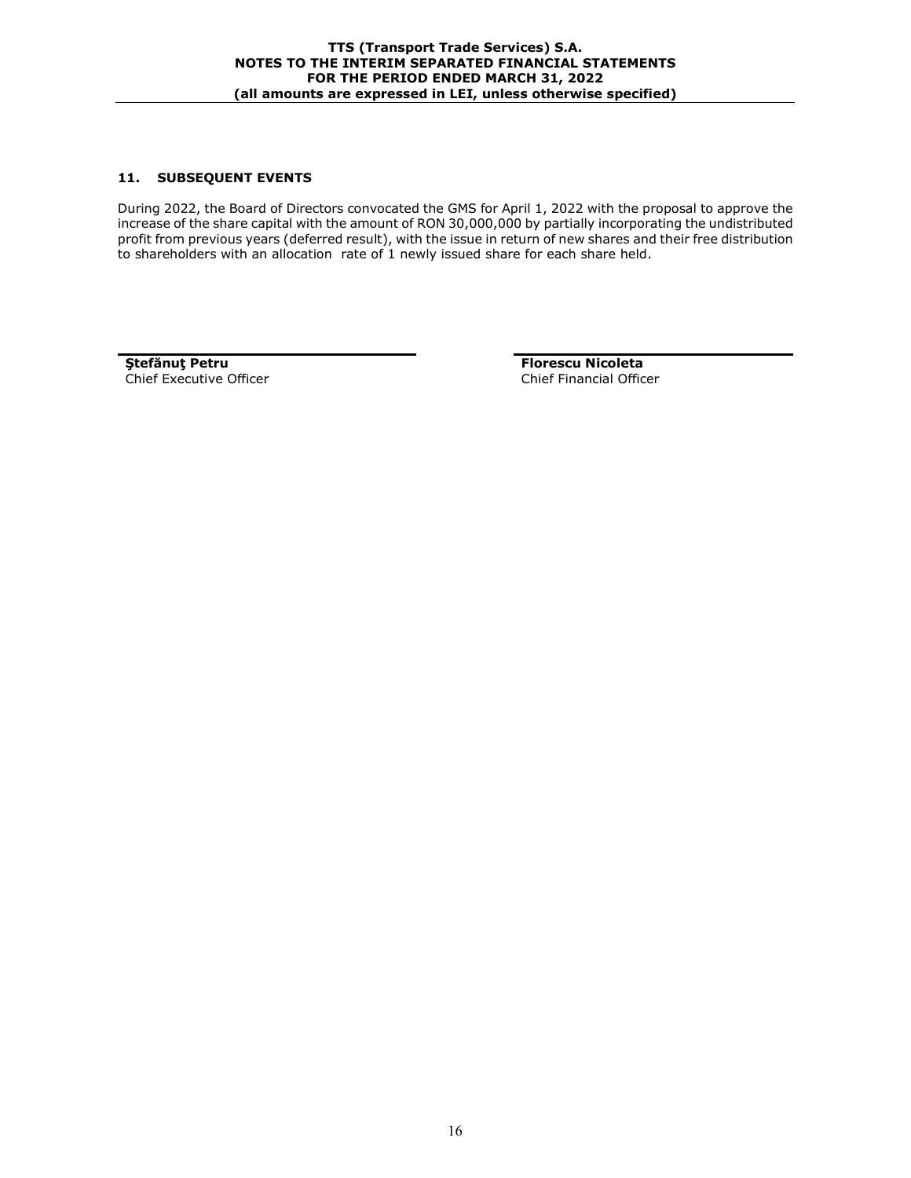## 11. SUBSEQUENT EVENTS

During 2022, the Board of Directors convocated the GMS for April 1, 2022 with the proposal to approve the increase of the share capital with the amount of RON 30,000,000 by partially incorporating the undistributed profit from previous years (deferred result), with the issue in return of new shares and their free distribution to shareholders with an allocation rate of 1 newly issued share for each share held.

**Ştefănuţ Petru**
Chief Executive Officer

**Florescu Nicoleta**
Chief Financial Officer